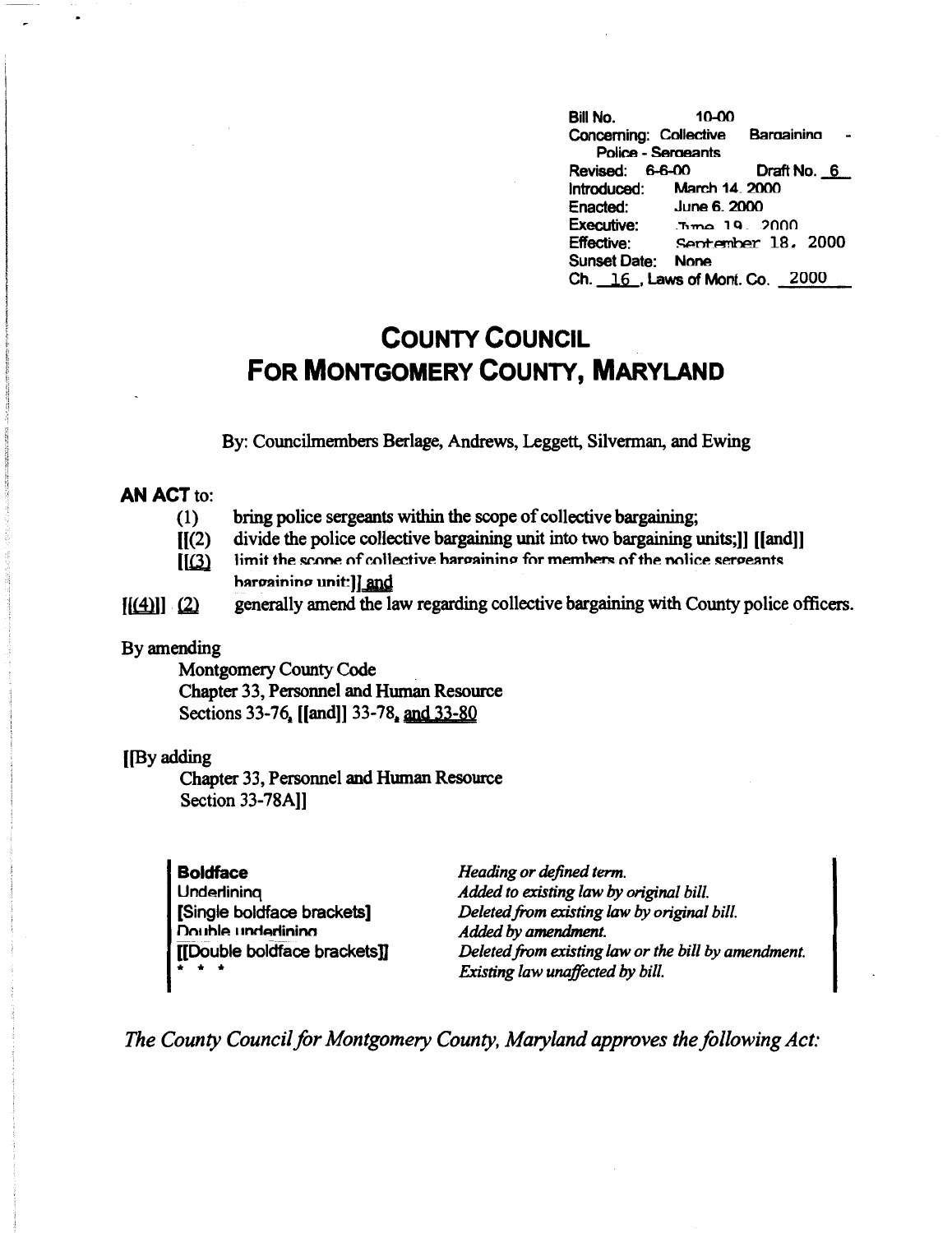Bill No. 10-00
Concerning: Collective Bargaining - Police - Sergeants
Revised: 6-6-00 Draft No. 6
Introduced: March 14, 2000
Enacted: June 6, 2000
Executive: June 19, 2000
Effective: September 18, 2000
Sunset Date: None
Ch. 16, Laws of Mont. Co. 2000

# COUNTY COUNCIL
# FOR MONTGOMERY COUNTY, MARYLAND

By: Councilmembers Berlage, Andrews, Leggett, Silverman, and Ewing

**AN ACT** to:

(1) bring police sergeants within the scope of collective bargaining;

[[(2) divide the police collective bargaining unit into two bargaining units;]] [[and]]

[[(3) limit the scope of collective bargaining for members of the police sergeants bargaining unit;]] and

[[(4)]] (2) generally amend the law regarding collective bargaining with County police officers.

By amending

Montgomery County Code
Chapter 33, Personnel and Human Resource
Sections 33-76, [[and]] 33-78, and 33-80

[[By adding

Chapter 33, Personnel and Human Resource
Section 33-78A]]

| | |
|---|---|
| **Boldface** | *Heading or defined term.* |
| Underlining | *Added to existing law by original bill.* |
| [Single boldface brackets] | *Deleted from existing law by original bill.* |
| Double underlining | *Added by amendment.* |
| [[Double boldface brackets]] | *Deleted from existing law or the bill by amendment.* |
| * * * | *Existing law unaffected by bill.* |

*The County Council for Montgomery County, Maryland approves the following Act:*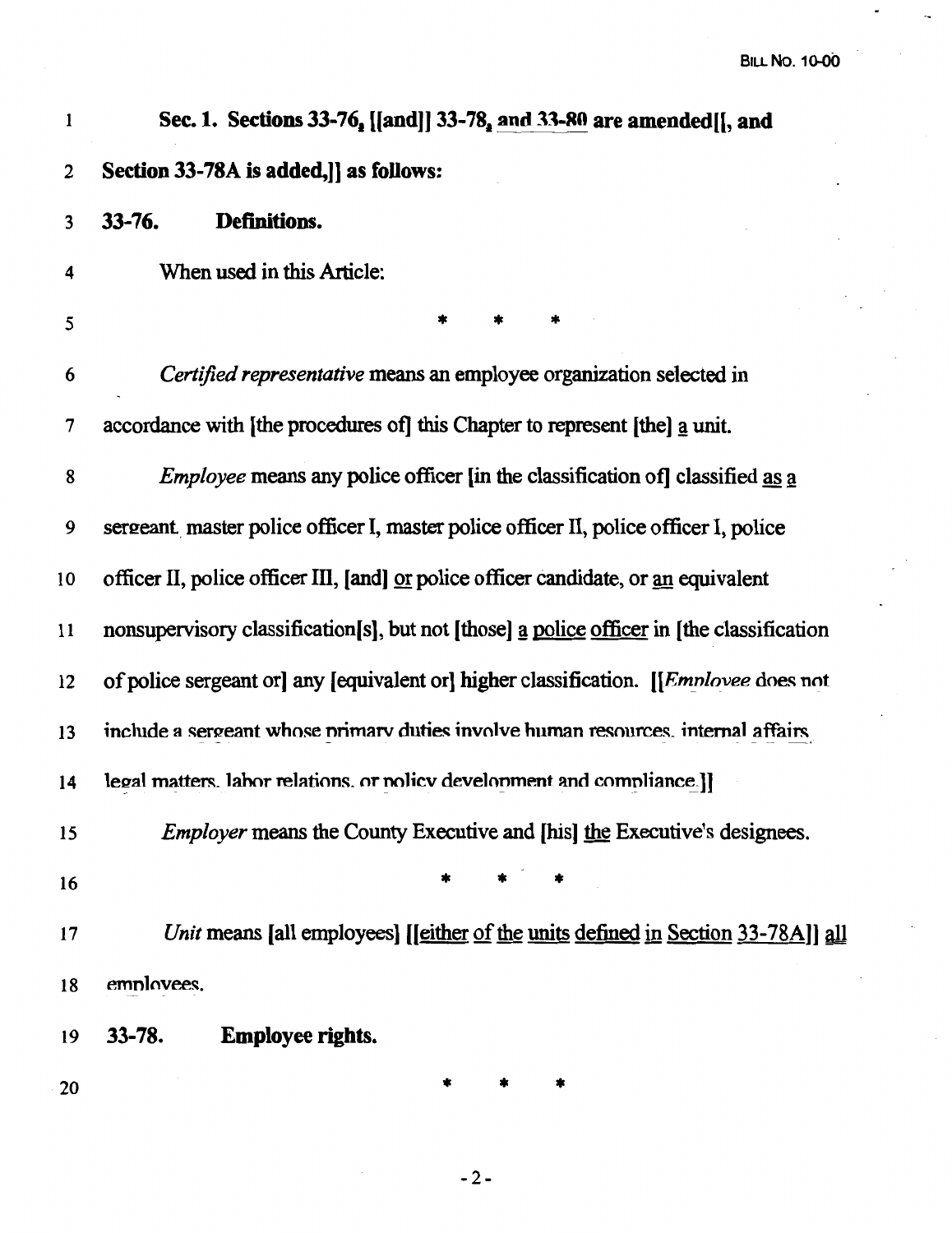**Sec. 1. Sections 33-76, [[and]] 33-78, and 33-80 are amended[[, and Section 33-78A is added,]] as follows:**

**33-76. Definitions.**

When used in this Article:

\* \* \*

*Certified representative* means an employee organization selected in accordance with [the procedures of] this Chapter to represent [the] a unit.

*Employee* means any police officer [in the classification of] classified as a sergeant, master police officer I, master police officer II, police officer I, police officer II, police officer III, [and] or police officer candidate, or an equivalent nonsupervisory classification[s], but not [those] a police officer in [the classification of police sergeant or] any [equivalent or] higher classification. [[*Employee* does not include a sergeant whose primary duties involve human resources, internal affairs, legal matters, labor relations, or policy development and compliance.]]

*Employer* means the County Executive and [his] the Executive's designees.

\* \* \*

*Unit* means [all employees] [[either of the units defined in Section 33-78A]] all employees.

**33-78. Employee rights.**

\* \* \*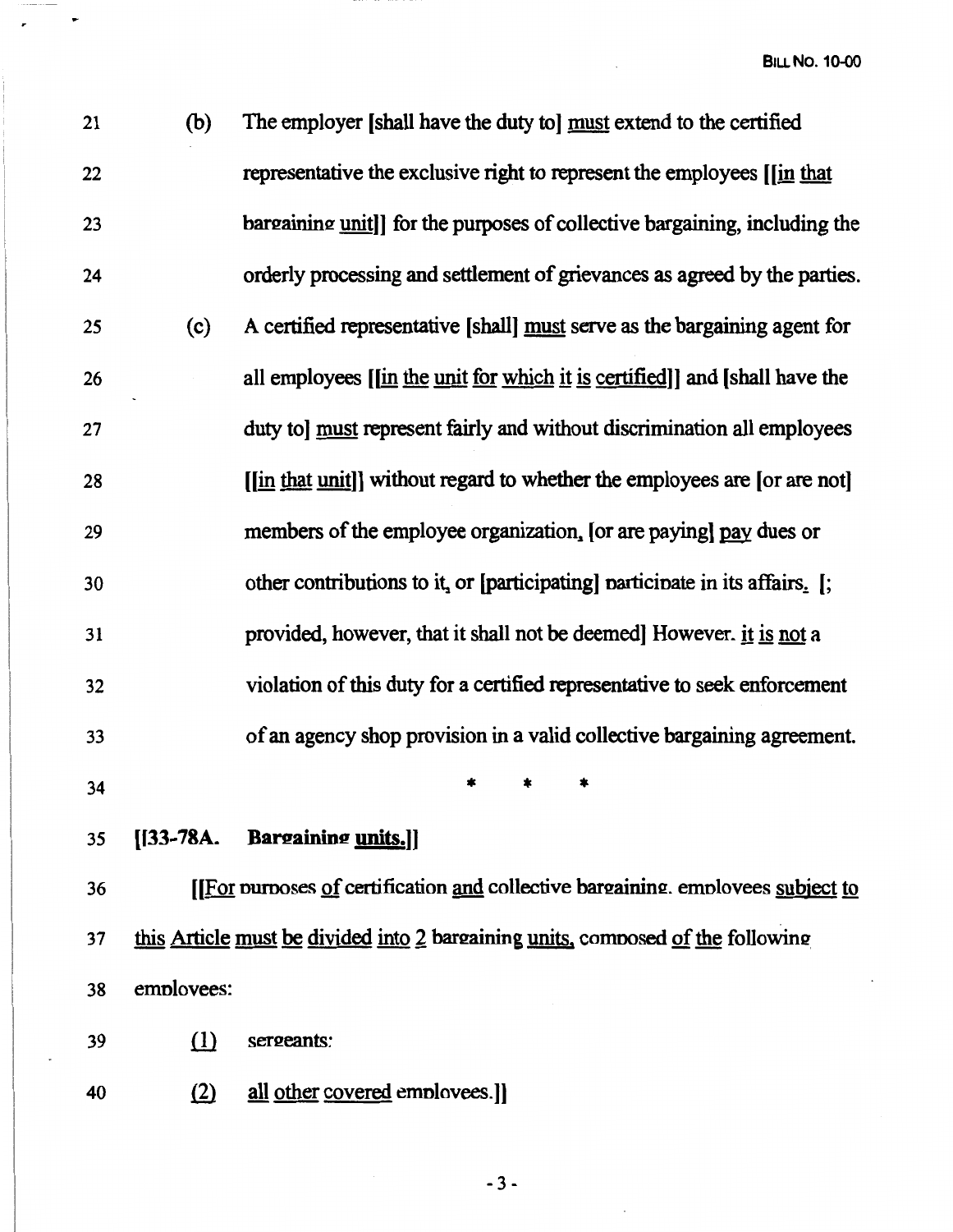21 (b) The employer [shall have the duty to] must extend to the certified

22 representative the exclusive right to represent the employees [[in that

23 bargaining unit]] for the purposes of collective bargaining, including the

24 orderly processing and settlement of grievances as agreed by the parties.

25 (c) A certified representative [shall] must serve as the bargaining agent for

26 all employees [[in the unit for which it is certified]] and [shall have the

27 duty to] must represent fairly and without discrimination all employees

28 [[in that unit]] without regard to whether the employees are [or are not]

29 members of the employee organization, [or are paying] pay dues or

30 other contributions to it, or [participating] participate in its affairs. [;

31 provided, however, that it shall not be deemed] However, it is not a

32 violation of this duty for a certified representative to seek enforcement

33 of an agency shop provision in a valid collective bargaining agreement.

34 * * *

35 **[[33-78A. Bargaining units.]]**

36 [[For purposes of certification and collective bargaining, employees subject to

37 this Article must be divided into 2 bargaining units, composed of the following

38 employees:

39 (1) sergeants;

40 (2) all other covered employees.]]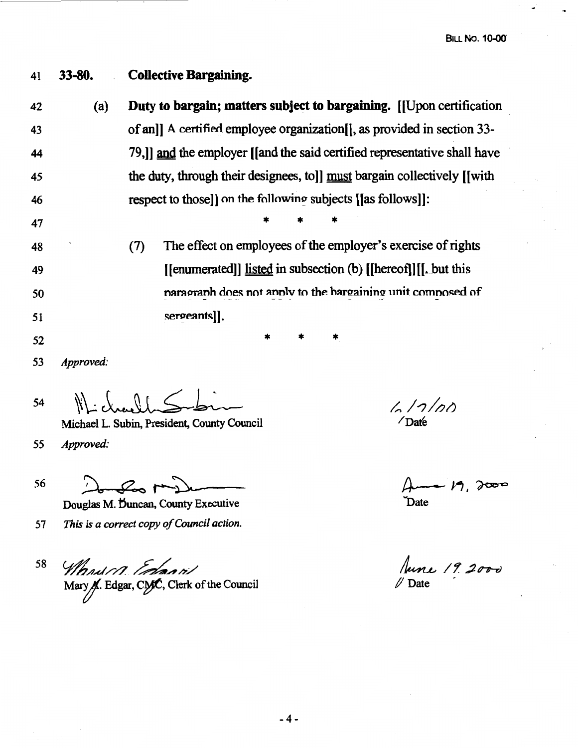41 **33-80. Collective Bargaining.**

42 (a) **Duty to bargain; matters subject to bargaining.** [[Upon certification

43 of an]] A certified employee organization[[, as provided in section 33-

44 79,]] and the employer [[and the said certified representative shall have

45 the duty, through their designees, to]] must bargain collectively [[with

46 respect to those]] on the following subjects [[as follows]]:

47 * * *

48 (7) The effect on employees of the employer's exercise of rights

49 [[enumerated]] listed in subsection (b) [[hereof]][[, but this

50 paragraph does not apply to the bargaining unit composed of

51 sergeants]].

52 * * *

53 *Approved:*

54 Michael L. Subin, President, County Council — 6/7/00 Date

55 *Approved:*

56 Douglas M. Duncan, County Executive — June 19, 2000 Date

57 *This is a correct copy of Council action.*

58 Mary A. Edgar, CMC, Clerk of the Council — June 19 2000 Date